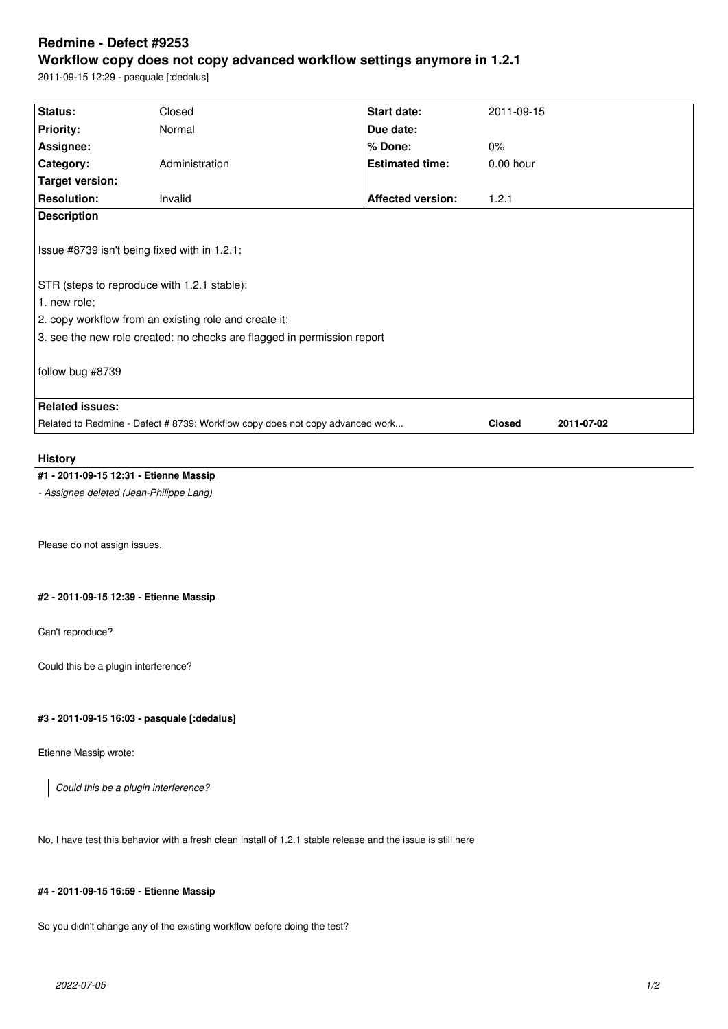# Redmine - Defect #9253

## Workflow copy does not copy advanced workflow settings anymore in 1.2.1

2011-09-15 12:29 - pasquale [:dedalus]

| Status: | Closed | Start date: | 2011-09-15 |
|---|---|---|---|
| Priority: | Normal | Due date: | |
| Assignee: | | % Done: | 0% |
| Category: | Administration | Estimated time: | 0.00 hour |
| Target version: | | | |
| Resolution: | Invalid | Affected version: | 1.2.1 |

**Description**

Issue #8739 isn't being fixed with in 1.2.1:

STR (steps to reproduce with 1.2.1 stable):

1. new role;
2. copy workflow from an existing role and create it;
3. see the new role created: no checks are flagged in permission report

follow bug #8739

**Related issues:**

| Related to Redmine - Defect # 8739: Workflow copy does not copy advanced work... | Closed | 2011-07-02 |
|---|---|---|

## History

#### #1 - 2011-09-15 12:31 - Etienne Massip

*- Assignee deleted (Jean-Philippe Lang)*

Please do not assign issues.

#### #2 - 2011-09-15 12:39 - Etienne Massip

Can't reproduce?

Could this be a plugin interference?

#### #3 - 2011-09-15 16:03 - pasquale [:dedalus]

Etienne Massip wrote:

> *Could this be a plugin interference?*

No, I have test this behavior with a fresh clean install of 1.2.1 stable release and the issue is still here

#### #4 - 2011-09-15 16:59 - Etienne Massip

So you didn't change any of the existing workflow before doing the test?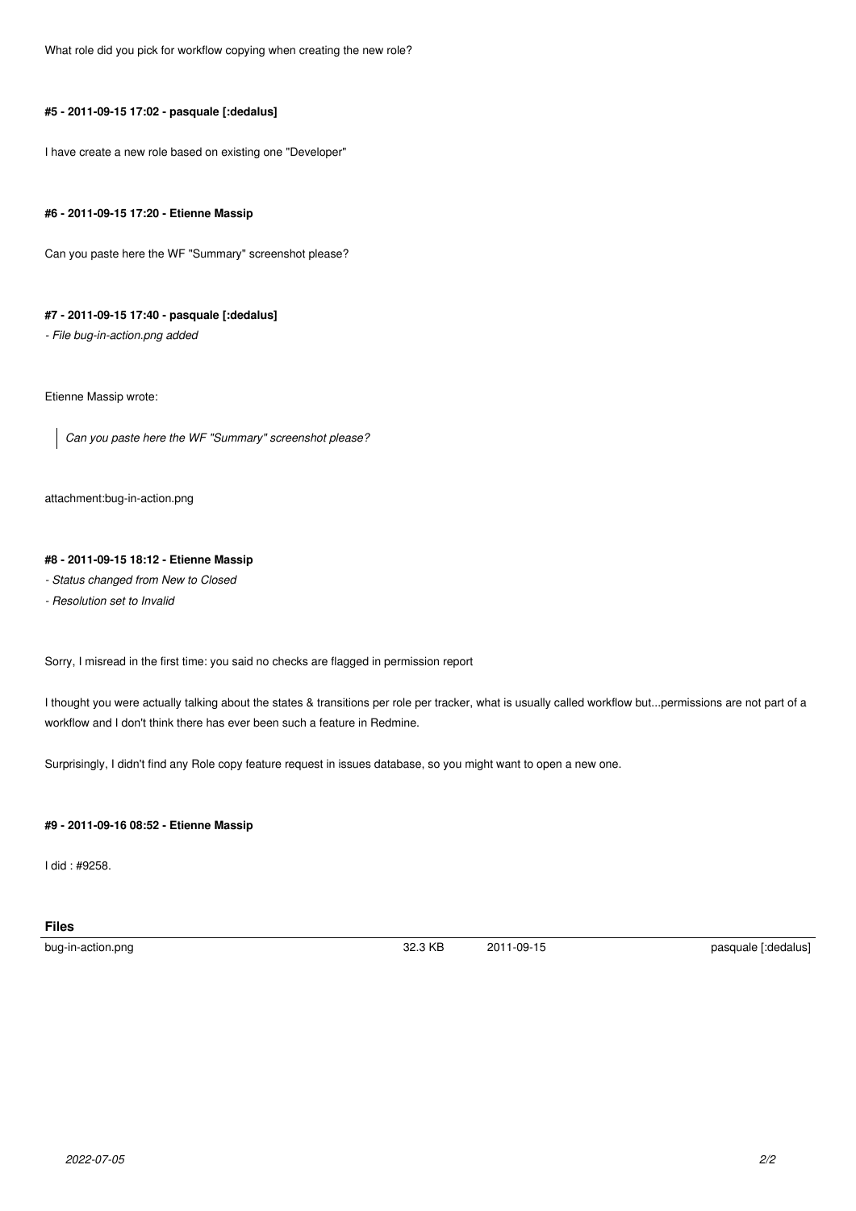What role did you pick for workflow copying when creating the new role?

#### #5 - 2011-09-15 17:02 - pasquale [:dedalus]

I have create a new role based on existing one "Developer"

#### #6 - 2011-09-15 17:20 - Etienne Massip

Can you paste here the WF "Summary" screenshot please?

#### #7 - 2011-09-15 17:40 - pasquale [:dedalus]

*- File bug-in-action.png added*

Etienne Massip wrote:

> *Can you paste here the WF "Summary" screenshot please?*

attachment:bug-in-action.png

#### #8 - 2011-09-15 18:12 - Etienne Massip

*- Status changed from New to Closed*

*- Resolution set to Invalid*

Sorry, I misread in the first time: you said no checks are flagged in permission report

I thought you were actually talking about the states & transitions per role per tracker, what is usually called workflow but...permissions are not part of a workflow and I don't think there has ever been such a feature in Redmine.

Surprisingly, I didn't find any Role copy feature request in issues database, so you might want to open a new one.

#### #9 - 2011-09-16 08:52 - Etienne Massip

I did : #9258.

### Files

| | | | |
|---|---|---|---|
| bug-in-action.png | 32.3 KB | 2011-09-15 | pasquale [:dedalus] |